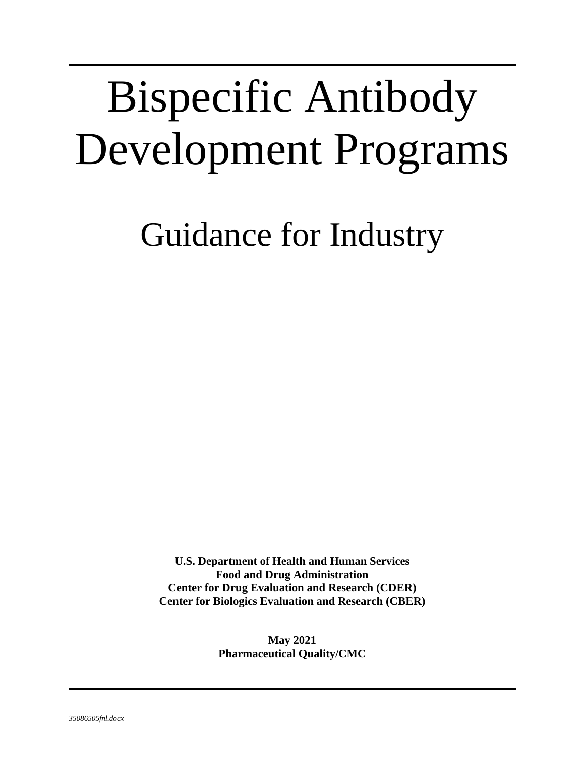# Bispecific Antibody Development Programs

## Guidance for Industry

**U.S. Department of Health and Human Services**
**Food and Drug Administration**
**Center for Drug Evaluation and Research (CDER)**
**Center for Biologics Evaluation and Research (CBER)**

**May 2021**
**Pharmaceutical Quality/CMC**

*35086505fnl.docx*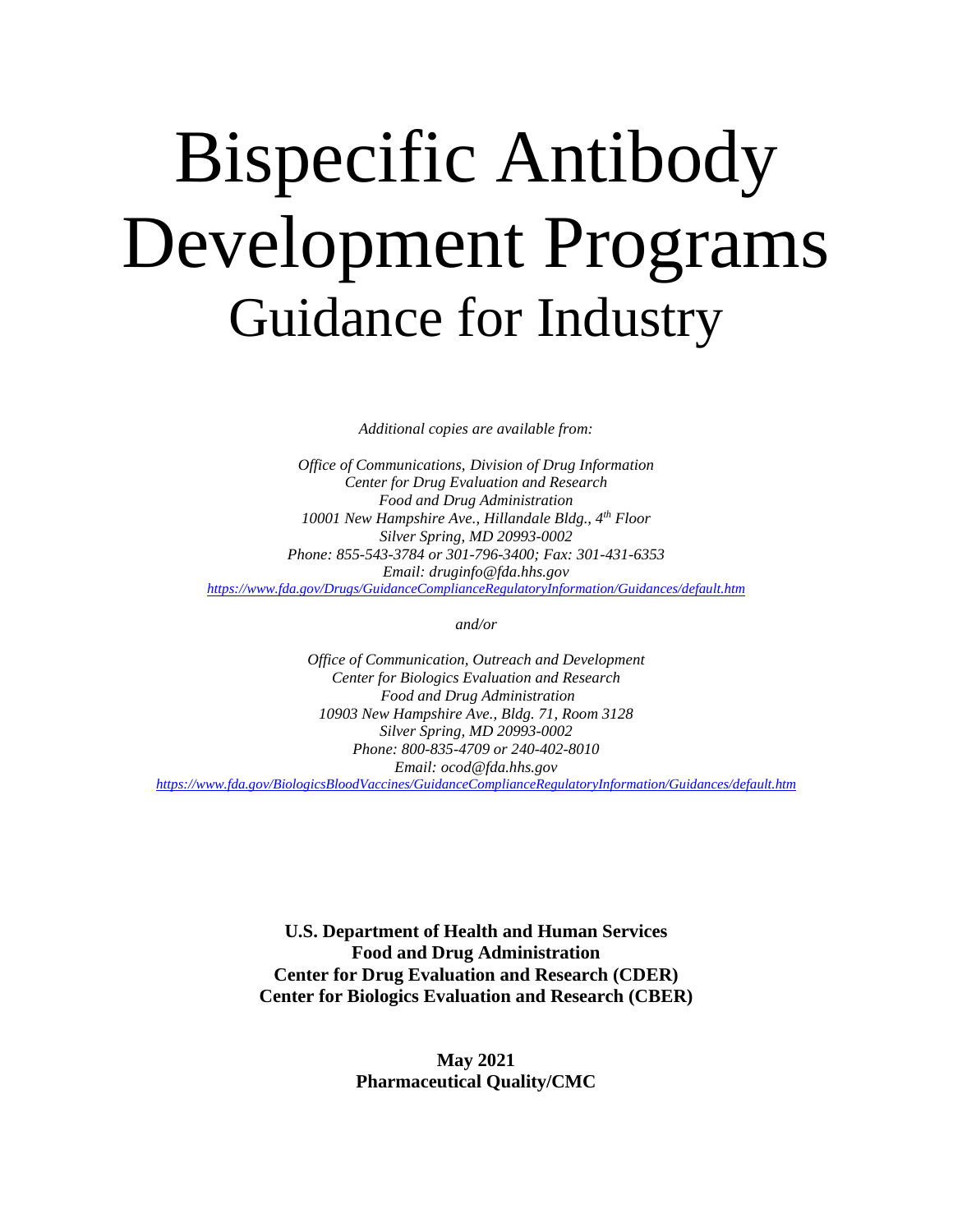# Bispecific Antibody Development Programs

## Guidance for Industry

*Additional copies are available from:*

*Office of Communications, Division of Drug Information*
*Center for Drug Evaluation and Research*
*Food and Drug Administration*
*10001 New Hampshire Ave., Hillandale Bldg., 4th Floor*
*Silver Spring, MD 20993-0002*
*Phone: 855-543-3784 or 301-796-3400; Fax: 301-431-6353*
*Email: druginfo@fda.hhs.gov*
*https://www.fda.gov/Drugs/GuidanceComplianceRegulatoryInformation/Guidances/default.htm*

*and/or*

*Office of Communication, Outreach and Development*
*Center for Biologics Evaluation and Research*
*Food and Drug Administration*
*10903 New Hampshire Ave., Bldg. 71, Room 3128*
*Silver Spring, MD 20993-0002*
*Phone: 800-835-4709 or 240-402-8010*
*Email: ocod@fda.hhs.gov*
*https://www.fda.gov/BiologicsBloodVaccines/GuidanceComplianceRegulatoryInformation/Guidances/default.htm*

**U.S. Department of Health and Human Services**
**Food and Drug Administration**
**Center for Drug Evaluation and Research (CDER)**
**Center for Biologics Evaluation and Research (CBER)**

**May 2021**
**Pharmaceutical Quality/CMC**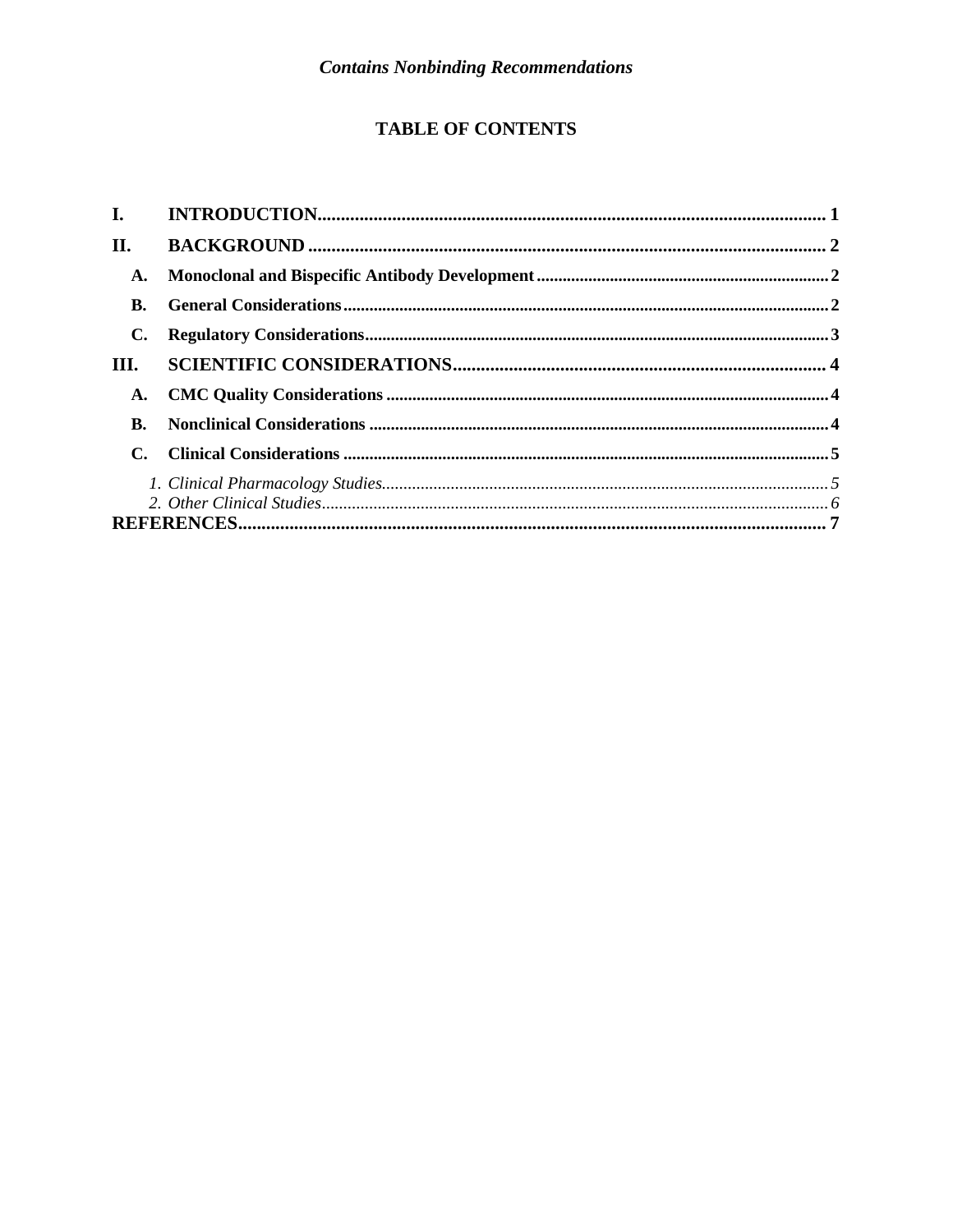*Contains Nonbinding Recommendations*

# TABLE OF CONTENTS

**I. INTRODUCTION** ..... 1

**II. BACKGROUND** ..... 2

- **A. Monoclonal and Bispecific Antibody Development** ..... 2
- **B. General Considerations** ..... 2
- **C. Regulatory Considerations** ..... 3

**III. SCIENTIFIC CONSIDERATIONS** ..... 4

- **A. CMC Quality Considerations** ..... 4
- **B. Nonclinical Considerations** ..... 4
- **C. Clinical Considerations** ..... 5
  - *1. Clinical Pharmacology Studies* ..... 5
  - *2. Other Clinical Studies* ..... 6

**REFERENCES** ..... 7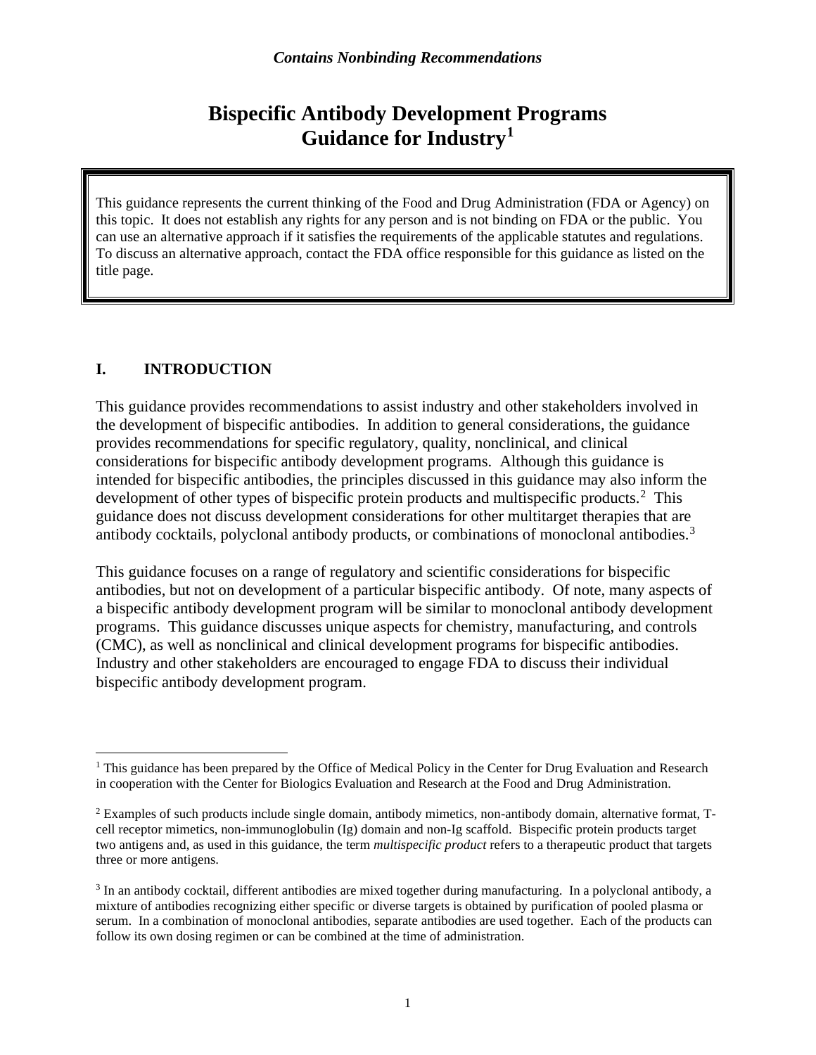*Contains Nonbinding Recommendations*

# Bispecific Antibody Development Programs Guidance for Industry[1]

> This guidance represents the current thinking of the Food and Drug Administration (FDA or Agency) on this topic. It does not establish any rights for any person and is not binding on FDA or the public. You can use an alternative approach if it satisfies the requirements of the applicable statutes and regulations. To discuss an alternative approach, contact the FDA office responsible for this guidance as listed on the title page.

## I. INTRODUCTION

This guidance provides recommendations to assist industry and other stakeholders involved in the development of bispecific antibodies. In addition to general considerations, the guidance provides recommendations for specific regulatory, quality, nonclinical, and clinical considerations for bispecific antibody development programs. Although this guidance is intended for bispecific antibodies, the principles discussed in this guidance may also inform the development of other types of bispecific protein products and multispecific products.[2] This guidance does not discuss development considerations for other multitarget therapies that are antibody cocktails, polyclonal antibody products, or combinations of monoclonal antibodies.[3]

This guidance focuses on a range of regulatory and scientific considerations for bispecific antibodies, but not on development of a particular bispecific antibody. Of note, many aspects of a bispecific antibody development program will be similar to monoclonal antibody development programs. This guidance discusses unique aspects for chemistry, manufacturing, and controls (CMC), as well as nonclinical and clinical development programs for bispecific antibodies. Industry and other stakeholders are encouraged to engage FDA to discuss their individual bispecific antibody development program.

---

[1] This guidance has been prepared by the Office of Medical Policy in the Center for Drug Evaluation and Research in cooperation with the Center for Biologics Evaluation and Research at the Food and Drug Administration.

[2] Examples of such products include single domain, antibody mimetics, non-antibody domain, alternative format, T-cell receptor mimetics, non-immunoglobulin (Ig) domain and non-Ig scaffold. Bispecific protein products target two antigens and, as used in this guidance, the term *multispecific product* refers to a therapeutic product that targets three or more antigens.

[3] In an antibody cocktail, different antibodies are mixed together during manufacturing. In a polyclonal antibody, a mixture of antibodies recognizing either specific or diverse targets is obtained by purification of pooled plasma or serum. In a combination of monoclonal antibodies, separate antibodies are used together. Each of the products can follow its own dosing regimen or can be combined at the time of administration.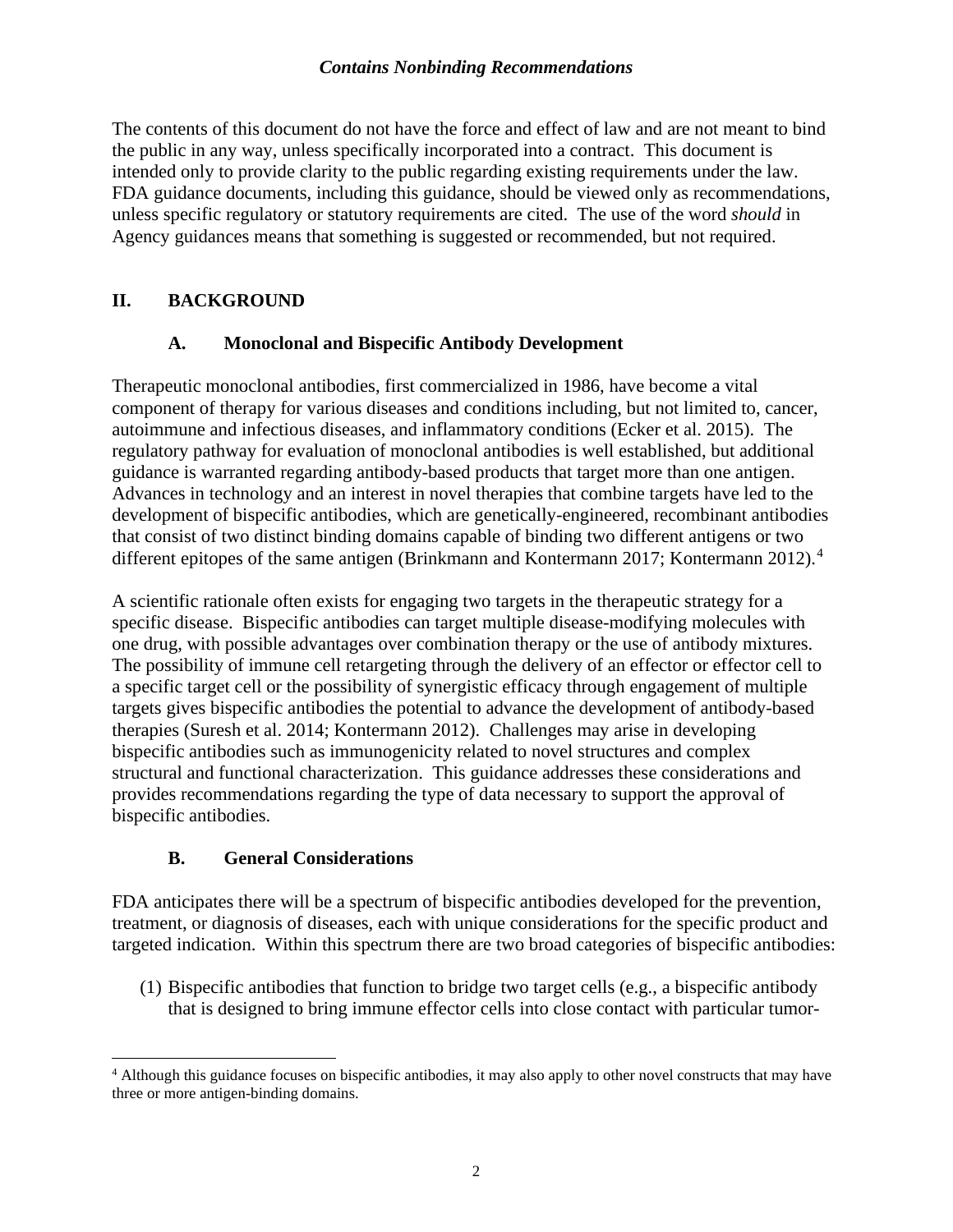The contents of this document do not have the force and effect of law and are not meant to bind the public in any way, unless specifically incorporated into a contract. This document is intended only to provide clarity to the public regarding existing requirements under the law. FDA guidance documents, including this guidance, should be viewed only as recommendations, unless specific regulatory or statutory requirements are cited. The use of the word *should* in Agency guidances means that something is suggested or recommended, but not required.

## II. BACKGROUND

### A. Monoclonal and Bispecific Antibody Development

Therapeutic monoclonal antibodies, first commercialized in 1986, have become a vital component of therapy for various diseases and conditions including, but not limited to, cancer, autoimmune and infectious diseases, and inflammatory conditions (Ecker et al. 2015). The regulatory pathway for evaluation of monoclonal antibodies is well established, but additional guidance is warranted regarding antibody-based products that target more than one antigen. Advances in technology and an interest in novel therapies that combine targets have led to the development of bispecific antibodies, which are genetically-engineered, recombinant antibodies that consist of two distinct binding domains capable of binding two different antigens or two different epitopes of the same antigen (Brinkmann and Kontermann 2017; Kontermann 2012).[4]

A scientific rationale often exists for engaging two targets in the therapeutic strategy for a specific disease. Bispecific antibodies can target multiple disease-modifying molecules with one drug, with possible advantages over combination therapy or the use of antibody mixtures. The possibility of immune cell retargeting through the delivery of an effector or effector cell to a specific target cell or the possibility of synergistic efficacy through engagement of multiple targets gives bispecific antibodies the potential to advance the development of antibody-based therapies (Suresh et al. 2014; Kontermann 2012). Challenges may arise in developing bispecific antibodies such as immunogenicity related to novel structures and complex structural and functional characterization. This guidance addresses these considerations and provides recommendations regarding the type of data necessary to support the approval of bispecific antibodies.

### B. General Considerations

FDA anticipates there will be a spectrum of bispecific antibodies developed for the prevention, treatment, or diagnosis of diseases, each with unique considerations for the specific product and targeted indication. Within this spectrum there are two broad categories of bispecific antibodies:

(1) Bispecific antibodies that function to bridge two target cells (e.g., a bispecific antibody that is designed to bring immune effector cells into close contact with particular tumor-

---

[4] Although this guidance focuses on bispecific antibodies, it may also apply to other novel constructs that may have three or more antigen-binding domains.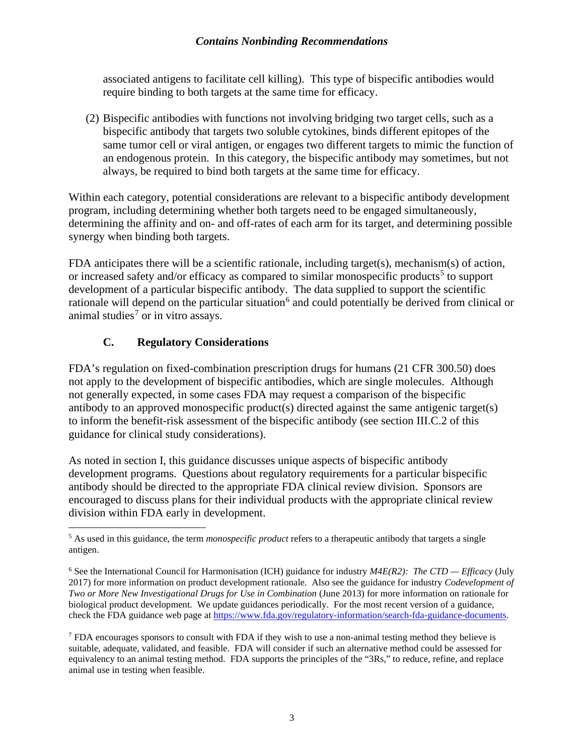associated antigens to facilitate cell killing). This type of bispecific antibodies would require binding to both targets at the same time for efficacy.

(2) Bispecific antibodies with functions not involving bridging two target cells, such as a bispecific antibody that targets two soluble cytokines, binds different epitopes of the same tumor cell or viral antigen, or engages two different targets to mimic the function of an endogenous protein. In this category, the bispecific antibody may sometimes, but not always, be required to bind both targets at the same time for efficacy.

Within each category, potential considerations are relevant to a bispecific antibody development program, including determining whether both targets need to be engaged simultaneously, determining the affinity and on- and off-rates of each arm for its target, and determining possible synergy when binding both targets.

FDA anticipates there will be a scientific rationale, including target(s), mechanism(s) of action, or increased safety and/or efficacy as compared to similar monospecific products[5] to support development of a particular bispecific antibody. The data supplied to support the scientific rationale will depend on the particular situation[6] and could potentially be derived from clinical or animal studies[7] or in vitro assays.

### C. Regulatory Considerations

FDA's regulation on fixed-combination prescription drugs for humans (21 CFR 300.50) does not apply to the development of bispecific antibodies, which are single molecules. Although not generally expected, in some cases FDA may request a comparison of the bispecific antibody to an approved monospecific product(s) directed against the same antigenic target(s) to inform the benefit-risk assessment of the bispecific antibody (see section III.C.2 of this guidance for clinical study considerations).

As noted in section I, this guidance discusses unique aspects of bispecific antibody development programs. Questions about regulatory requirements for a particular bispecific antibody should be directed to the appropriate FDA clinical review division. Sponsors are encouraged to discuss plans for their individual products with the appropriate clinical review division within FDA early in development.

---

[5] As used in this guidance, the term *monospecific product* refers to a therapeutic antibody that targets a single antigen.

[6] See the International Council for Harmonisation (ICH) guidance for industry *M4E(R2): The CTD — Efficacy* (July 2017) for more information on product development rationale. Also see the guidance for industry *Codevelopment of Two or More New Investigational Drugs for Use in Combination* (June 2013) for more information on rationale for biological product development. We update guidances periodically. For the most recent version of a guidance, check the FDA guidance web page at https://www.fda.gov/regulatory-information/search-fda-guidance-documents.

[7] FDA encourages sponsors to consult with FDA if they wish to use a non-animal testing method they believe is suitable, adequate, validated, and feasible. FDA will consider if such an alternative method could be assessed for equivalency to an animal testing method. FDA supports the principles of the "3Rs," to reduce, refine, and replace animal use in testing when feasible.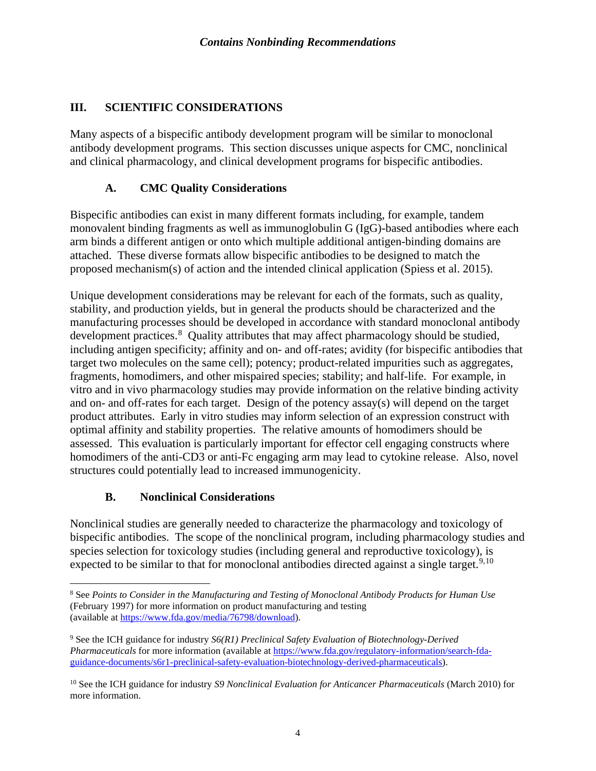## III. SCIENTIFIC CONSIDERATIONS

Many aspects of a bispecific antibody development program will be similar to monoclonal antibody development programs. This section discusses unique aspects for CMC, nonclinical and clinical pharmacology, and clinical development programs for bispecific antibodies.

### A. CMC Quality Considerations

Bispecific antibodies can exist in many different formats including, for example, tandem monovalent binding fragments as well as immunoglobulin G (IgG)-based antibodies where each arm binds a different antigen or onto which multiple additional antigen-binding domains are attached. These diverse formats allow bispecific antibodies to be designed to match the proposed mechanism(s) of action and the intended clinical application (Spiess et al. 2015).

Unique development considerations may be relevant for each of the formats, such as quality, stability, and production yields, but in general the products should be characterized and the manufacturing processes should be developed in accordance with standard monoclonal antibody development practices.[8] Quality attributes that may affect pharmacology should be studied, including antigen specificity; affinity and on- and off-rates; avidity (for bispecific antibodies that target two molecules on the same cell); potency; product-related impurities such as aggregates, fragments, homodimers, and other mispaired species; stability; and half-life. For example, in vitro and in vivo pharmacology studies may provide information on the relative binding activity and on- and off-rates for each target. Design of the potency assay(s) will depend on the target product attributes. Early in vitro studies may inform selection of an expression construct with optimal affinity and stability properties. The relative amounts of homodimers should be assessed. This evaluation is particularly important for effector cell engaging constructs where homodimers of the anti-CD3 or anti-Fc engaging arm may lead to cytokine release. Also, novel structures could potentially lead to increased immunogenicity.

### B. Nonclinical Considerations

Nonclinical studies are generally needed to characterize the pharmacology and toxicology of bispecific antibodies. The scope of the nonclinical program, including pharmacology studies and species selection for toxicology studies (including general and reproductive toxicology), is expected to be similar to that for monoclonal antibodies directed against a single target.[9,10]

---

[8] See *Points to Consider in the Manufacturing and Testing of Monoclonal Antibody Products for Human Use* (February 1997) for more information on product manufacturing and testing (available at https://www.fda.gov/media/76798/download).

[9] See the ICH guidance for industry *S6(R1) Preclinical Safety Evaluation of Biotechnology-Derived Pharmaceuticals* for more information (available at https://www.fda.gov/regulatory-information/search-fda-guidance-documents/s6r1-preclinical-safety-evaluation-biotechnology-derived-pharmaceuticals).

[10] See the ICH guidance for industry *S9 Nonclinical Evaluation for Anticancer Pharmaceuticals* (March 2010) for more information.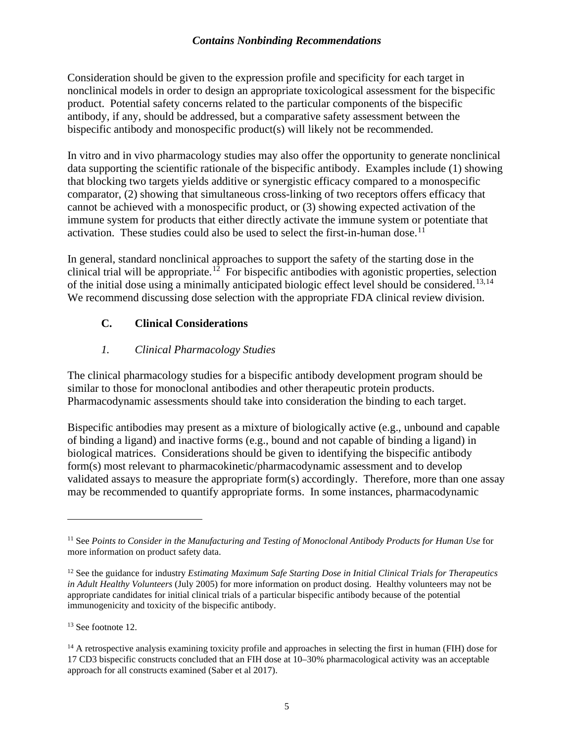Consideration should be given to the expression profile and specificity for each target in nonclinical models in order to design an appropriate toxicological assessment for the bispecific product. Potential safety concerns related to the particular components of the bispecific antibody, if any, should be addressed, but a comparative safety assessment between the bispecific antibody and monospecific product(s) will likely not be recommended.

In vitro and in vivo pharmacology studies may also offer the opportunity to generate nonclinical data supporting the scientific rationale of the bispecific antibody. Examples include (1) showing that blocking two targets yields additive or synergistic efficacy compared to a monospecific comparator, (2) showing that simultaneous cross-linking of two receptors offers efficacy that cannot be achieved with a monospecific product, or (3) showing expected activation of the immune system for products that either directly activate the immune system or potentiate that activation. These studies could also be used to select the first-in-human dose.[11]

In general, standard nonclinical approaches to support the safety of the starting dose in the clinical trial will be appropriate.[12] For bispecific antibodies with agonistic properties, selection of the initial dose using a minimally anticipated biologic effect level should be considered.[13,14] We recommend discussing dose selection with the appropriate FDA clinical review division.

### C. Clinical Considerations

#### *1. Clinical Pharmacology Studies*

The clinical pharmacology studies for a bispecific antibody development program should be similar to those for monoclonal antibodies and other therapeutic protein products. Pharmacodynamic assessments should take into consideration the binding to each target.

Bispecific antibodies may present as a mixture of biologically active (e.g., unbound and capable of binding a ligand) and inactive forms (e.g., bound and not capable of binding a ligand) in biological matrices. Considerations should be given to identifying the bispecific antibody form(s) most relevant to pharmacokinetic/pharmacodynamic assessment and to develop validated assays to measure the appropriate form(s) accordingly. Therefore, more than one assay may be recommended to quantify appropriate forms. In some instances, pharmacodynamic

---

[11] See *Points to Consider in the Manufacturing and Testing of Monoclonal Antibody Products for Human Use* for more information on product safety data.

[12] See the guidance for industry *Estimating Maximum Safe Starting Dose in Initial Clinical Trials for Therapeutics in Adult Healthy Volunteers* (July 2005) for more information on product dosing. Healthy volunteers may not be appropriate candidates for initial clinical trials of a particular bispecific antibody because of the potential immunogenicity and toxicity of the bispecific antibody.

[13] See footnote 12.

[14] A retrospective analysis examining toxicity profile and approaches in selecting the first in human (FIH) dose for 17 CD3 bispecific constructs concluded that an FIH dose at 10–30% pharmacological activity was an acceptable approach for all constructs examined (Saber et al 2017).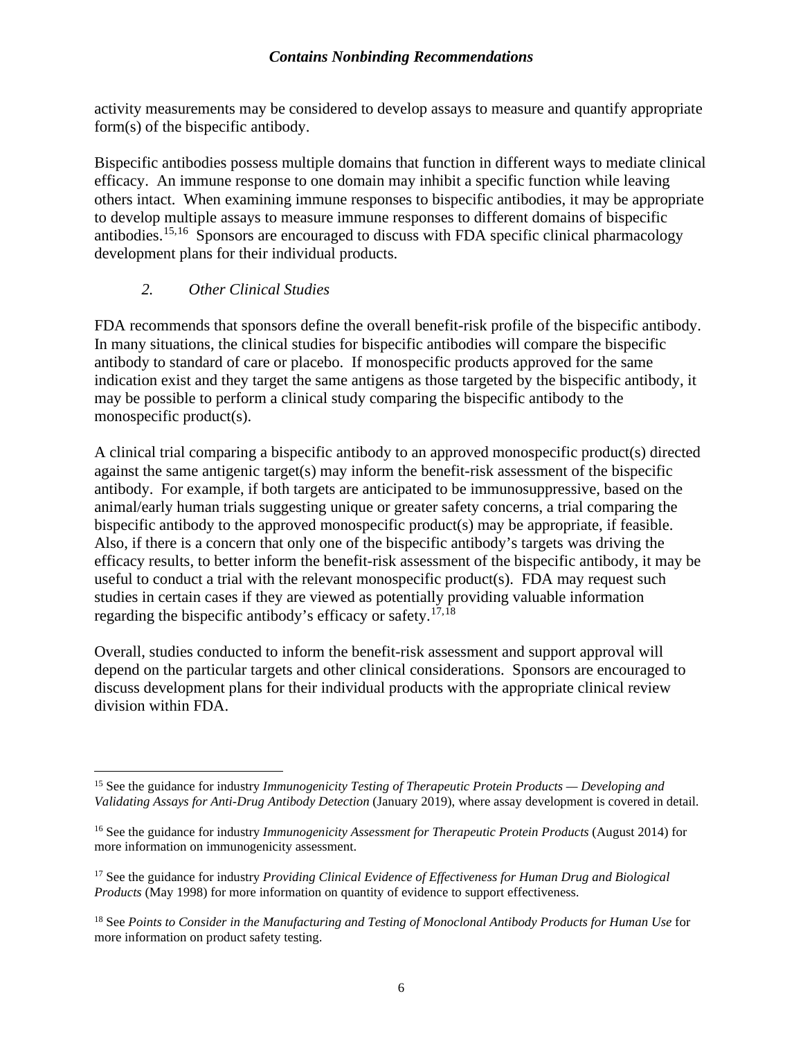activity measurements may be considered to develop assays to measure and quantify appropriate form(s) of the bispecific antibody.

Bispecific antibodies possess multiple domains that function in different ways to mediate clinical efficacy. An immune response to one domain may inhibit a specific function while leaving others intact. When examining immune responses to bispecific antibodies, it may be appropriate to develop multiple assays to measure immune responses to different domains of bispecific antibodies.[15,16] Sponsors are encouraged to discuss with FDA specific clinical pharmacology development plans for their individual products.

### *2. Other Clinical Studies*

FDA recommends that sponsors define the overall benefit-risk profile of the bispecific antibody. In many situations, the clinical studies for bispecific antibodies will compare the bispecific antibody to standard of care or placebo. If monospecific products approved for the same indication exist and they target the same antigens as those targeted by the bispecific antibody, it may be possible to perform a clinical study comparing the bispecific antibody to the monospecific product(s).

A clinical trial comparing a bispecific antibody to an approved monospecific product(s) directed against the same antigenic target(s) may inform the benefit-risk assessment of the bispecific antibody. For example, if both targets are anticipated to be immunosuppressive, based on the animal/early human trials suggesting unique or greater safety concerns, a trial comparing the bispecific antibody to the approved monospecific product(s) may be appropriate, if feasible. Also, if there is a concern that only one of the bispecific antibody's targets was driving the efficacy results, to better inform the benefit-risk assessment of the bispecific antibody, it may be useful to conduct a trial with the relevant monospecific product(s). FDA may request such studies in certain cases if they are viewed as potentially providing valuable information regarding the bispecific antibody's efficacy or safety.[17,18]

Overall, studies conducted to inform the benefit-risk assessment and support approval will depend on the particular targets and other clinical considerations. Sponsors are encouraged to discuss development plans for their individual products with the appropriate clinical review division within FDA.

---

[15] See the guidance for industry *Immunogenicity Testing of Therapeutic Protein Products — Developing and Validating Assays for Anti-Drug Antibody Detection* (January 2019), where assay development is covered in detail.

[16] See the guidance for industry *Immunogenicity Assessment for Therapeutic Protein Products* (August 2014) for more information on immunogenicity assessment.

[17] See the guidance for industry *Providing Clinical Evidence of Effectiveness for Human Drug and Biological Products* (May 1998) for more information on quantity of evidence to support effectiveness.

[18] See *Points to Consider in the Manufacturing and Testing of Monoclonal Antibody Products for Human Use* for more information on product safety testing.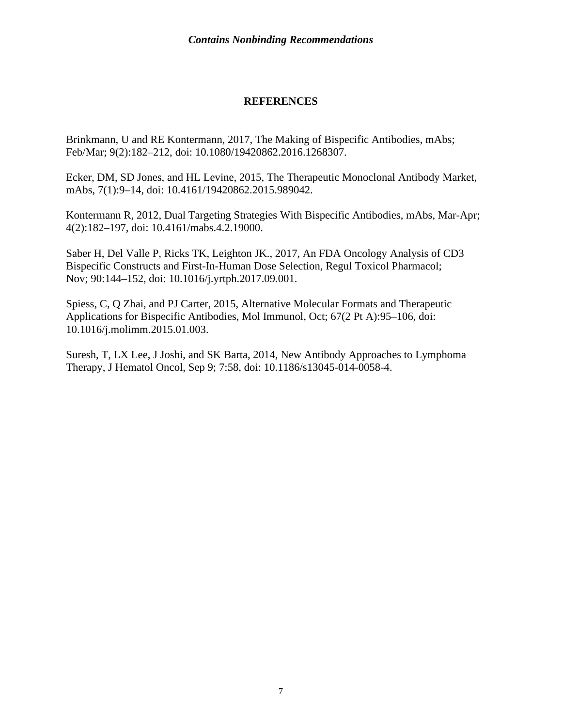# REFERENCES

Brinkmann, U and RE Kontermann, 2017, The Making of Bispecific Antibodies, mAbs; Feb/Mar; 9(2):182–212, doi: 10.1080/19420862.2016.1268307.

Ecker, DM, SD Jones, and HL Levine, 2015, The Therapeutic Monoclonal Antibody Market, mAbs, 7(1):9–14, doi: 10.4161/19420862.2015.989042.

Kontermann R, 2012, Dual Targeting Strategies With Bispecific Antibodies, mAbs, Mar-Apr; 4(2):182–197, doi: 10.4161/mabs.4.2.19000.

Saber H, Del Valle P, Ricks TK, Leighton JK., 2017, An FDA Oncology Analysis of CD3 Bispecific Constructs and First-In-Human Dose Selection, Regul Toxicol Pharmacol; Nov; 90:144–152, doi: 10.1016/j.yrtph.2017.09.001.

Spiess, C, Q Zhai, and PJ Carter, 2015, Alternative Molecular Formats and Therapeutic Applications for Bispecific Antibodies, Mol Immunol, Oct; 67(2 Pt A):95–106, doi: 10.1016/j.molimm.2015.01.003.

Suresh, T, LX Lee, J Joshi, and SK Barta, 2014, New Antibody Approaches to Lymphoma Therapy, J Hematol Oncol, Sep 9; 7:58, doi: 10.1186/s13045-014-0058-4.